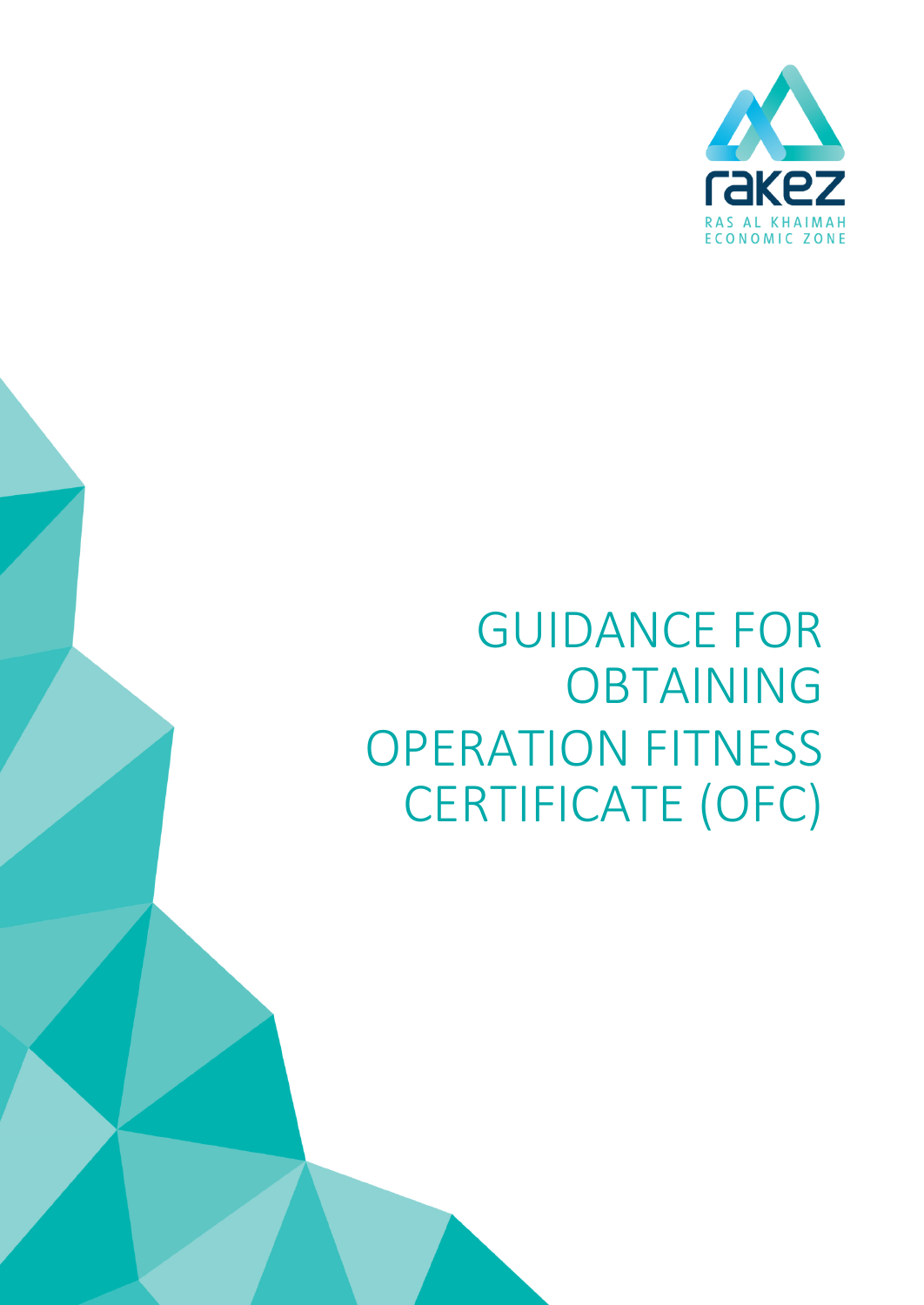rakez

RAS AL KHAIMAH ECONOMIC ZONE

# GUIDANCE FOR OBTAINING OPERATION FITNESS CERTIFICATE (OFC)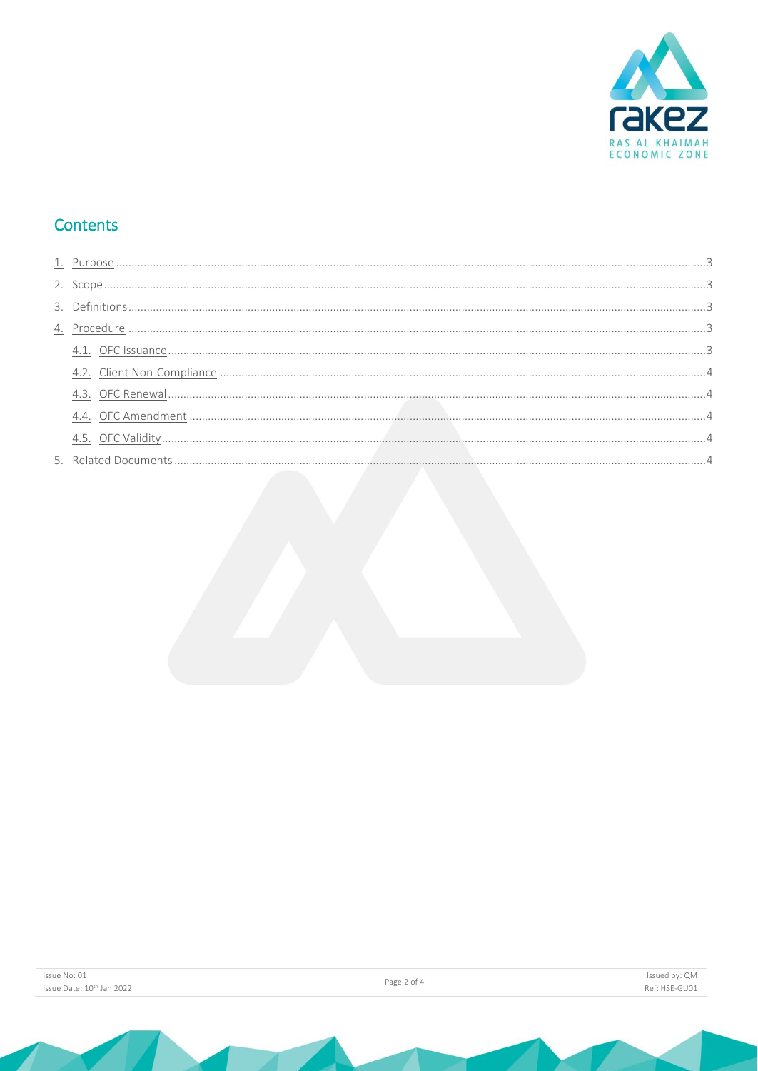## Contents

1. Purpose .......... 3
2. Scope .......... 3
3. Definitions .......... 3
4. Procedure .......... 3
   - 4.1. OFC Issuance .......... 3
   - 4.2. Client Non-Compliance .......... 4
   - 4.3. OFC Renewal .......... 4
   - 4.4. OFC Amendment .......... 4
   - 4.5. OFC Validity .......... 4
5. Related Documents .......... 4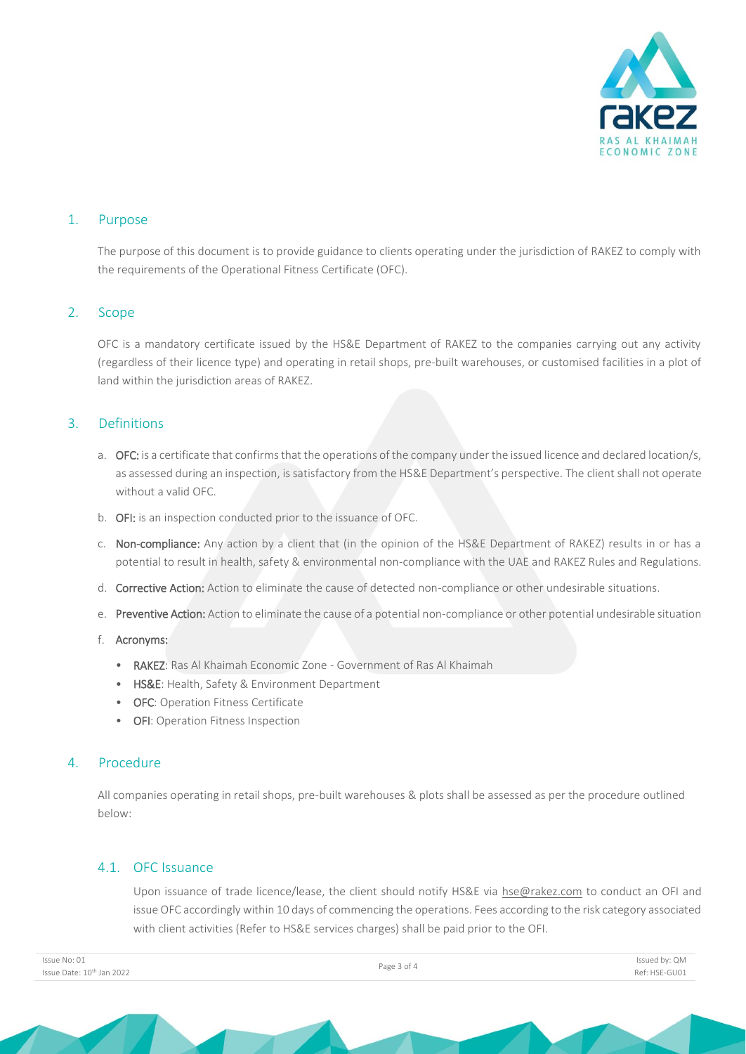## 1. Purpose

The purpose of this document is to provide guidance to clients operating under the jurisdiction of RAKEZ to comply with the requirements of the Operational Fitness Certificate (OFC).

## 2. Scope

OFC is a mandatory certificate issued by the HS&E Department of RAKEZ to the companies carrying out any activity (regardless of their licence type) and operating in retail shops, pre-built warehouses, or customised facilities in a plot of land within the jurisdiction areas of RAKEZ.

## 3. Definitions

a. **OFC:** is a certificate that confirms that the operations of the company under the issued licence and declared location/s, as assessed during an inspection, is satisfactory from the HS&E Department's perspective. The client shall not operate without a valid OFC.

b. **OFI:** is an inspection conducted prior to the issuance of OFC.

c. **Non-compliance:** Any action by a client that (in the opinion of the HS&E Department of RAKEZ) results in or has a potential to result in health, safety & environmental non-compliance with the UAE and RAKEZ Rules and Regulations.

d. **Corrective Action:** Action to eliminate the cause of detected non-compliance or other undesirable situations.

e. **Preventive Action:** Action to eliminate the cause of a potential non-compliance or other potential undesirable situation

f. **Acronyms:**

- **RAKEZ**: Ras Al Khaimah Economic Zone - Government of Ras Al Khaimah
- **HS&E**: Health, Safety & Environment Department
- **OFC**: Operation Fitness Certificate
- **OFI**: Operation Fitness Inspection

## 4. Procedure

All companies operating in retail shops, pre-built warehouses & plots shall be assessed as per the procedure outlined below:

### 4.1. OFC Issuance

Upon issuance of trade licence/lease, the client should notify HS&E via hse@rakez.com to conduct an OFI and issue OFC accordingly within 10 days of commencing the operations. Fees according to the risk category associated with client activities (Refer to HS&E services charges) shall be paid prior to the OFI.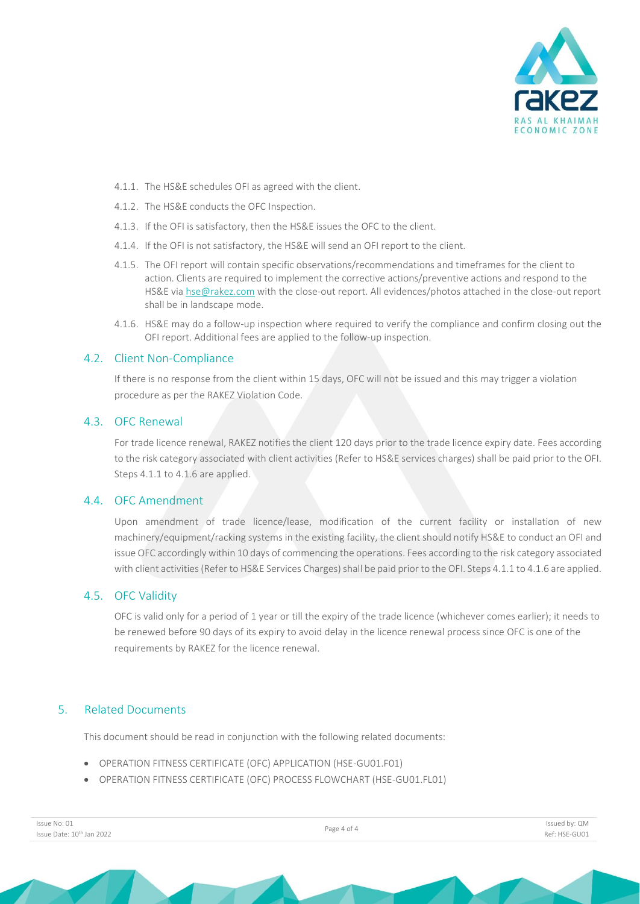4.1.1. The HS&E schedules OFI as agreed with the client.

4.1.2. The HS&E conducts the OFC Inspection.

4.1.3. If the OFI is satisfactory, then the HS&E issues the OFC to the client.

4.1.4. If the OFI is not satisfactory, the HS&E will send an OFI report to the client.

4.1.5. The OFI report will contain specific observations/recommendations and timeframes for the client to action. Clients are required to implement the corrective actions/preventive actions and respond to the HS&E via hse@rakez.com with the close-out report. All evidences/photos attached in the close-out report shall be in landscape mode.

4.1.6. HS&E may do a follow-up inspection where required to verify the compliance and confirm closing out the OFI report. Additional fees are applied to the follow-up inspection.

### 4.2. Client Non-Compliance

If there is no response from the client within 15 days, OFC will not be issued and this may trigger a violation procedure as per the RAKEZ Violation Code.

### 4.3. OFC Renewal

For trade licence renewal, RAKEZ notifies the client 120 days prior to the trade licence expiry date. Fees according to the risk category associated with client activities (Refer to HS&E services charges) shall be paid prior to the OFI. Steps 4.1.1 to 4.1.6 are applied.

### 4.4. OFC Amendment

Upon amendment of trade licence/lease, modification of the current facility or installation of new machinery/equipment/racking systems in the existing facility, the client should notify HS&E to conduct an OFI and issue OFC accordingly within 10 days of commencing the operations. Fees according to the risk category associated with client activities (Refer to HS&E Services Charges) shall be paid prior to the OFI. Steps 4.1.1 to 4.1.6 are applied.

### 4.5. OFC Validity

OFC is valid only for a period of 1 year or till the expiry of the trade licence (whichever comes earlier); it needs to be renewed before 90 days of its expiry to avoid delay in the licence renewal process since OFC is one of the requirements by RAKEZ for the licence renewal.

## 5. Related Documents

This document should be read in conjunction with the following related documents:

- OPERATION FITNESS CERTIFICATE (OFC) APPLICATION (HSE-GU01.F01)
- OPERATION FITNESS CERTIFICATE (OFC) PROCESS FLOWCHART (HSE-GU01.FL01)